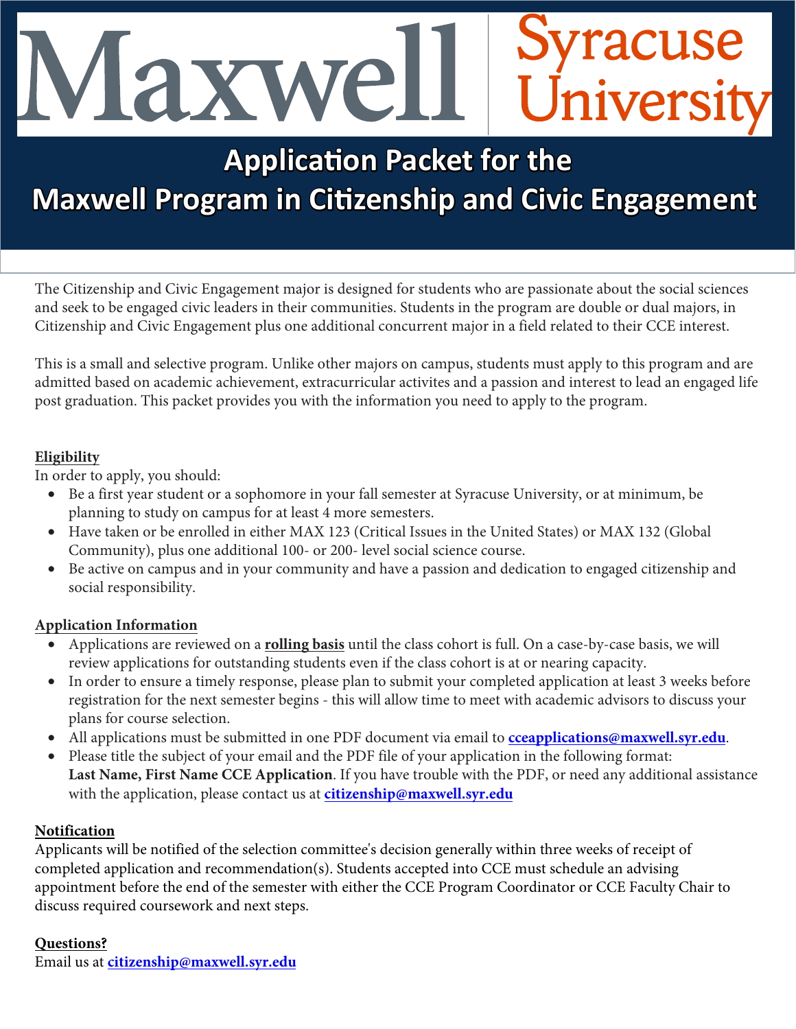Maxwell | Syracuse University

# Application Packet for the Maxwell Program in Citizenship and Civic Engagement

The Citizenship and Civic Engagement major is designed for students who are passionate about the social sciences and seek to be engaged civic leaders in their communities. Students in the program are double or dual majors, in Citizenship and Civic Engagement plus one additional concurrent major in a field related to their CCE interest.

This is a small and selective program. Unlike other majors on campus, students must apply to this program and are admitted based on academic achievement, extracurricular activites and a passion and interest to lead an engaged life post graduation. This packet provides you with the information you need to apply to the program.

**Eligibility**

In order to apply, you should:

- Be a first year student or a sophomore in your fall semester at Syracuse University, or at minimum, be planning to study on campus for at least 4 more semesters.
- Have taken or be enrolled in either MAX 123 (Critical Issues in the United States) or MAX 132 (Global Community), plus one additional 100- or 200- level social science course.
- Be active on campus and in your community and have a passion and dedication to engaged citizenship and social responsibility.

**Application Information**

- Applications are reviewed on a **rolling basis** until the class cohort is full. On a case-by-case basis, we will review applications for outstanding students even if the class cohort is at or nearing capacity.
- In order to ensure a timely response, please plan to submit your completed application at least 3 weeks before registration for the next semester begins - this will allow time to meet with academic advisors to discuss your plans for course selection.
- All applications must be submitted in one PDF document via email to **cceapplications@maxwell.syr.edu**.
- Please title the subject of your email and the PDF file of your application in the following format: **Last Name, First Name CCE Application**. If you have trouble with the PDF, or need any additional assistance with the application, please contact us at **citizenship@maxwell.syr.edu**

**Notification**

Applicants will be notified of the selection committee's decision generally within three weeks of receipt of completed application and recommendation(s). Students accepted into CCE must schedule an advising appointment before the end of the semester with either the CCE Program Coordinator or CCE Faculty Chair to discuss required coursework and next steps.

**Questions?**

Email us at **citizenship@maxwell.syr.edu**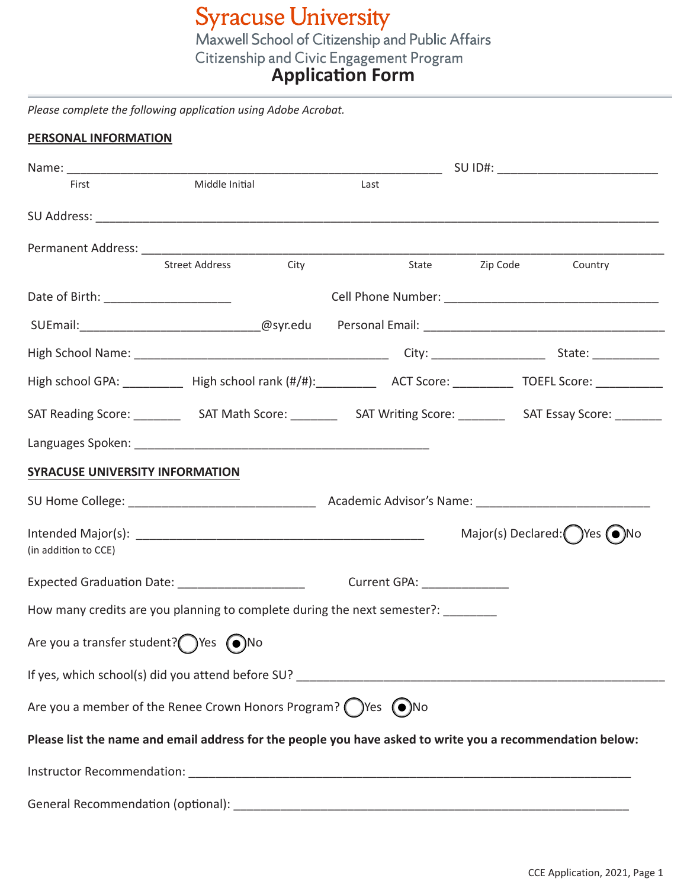# Syracuse University

Maxwell School of Citizenship and Public Affairs

Citizenship and Civic Engagement Program

## Application Form

*Please complete the following application using Adobe Acrobat.*

**PERSONAL INFORMATION**

Name: ____________________________________________________ SU ID#: ____________________

First &nbsp;&nbsp;&nbsp;&nbsp;&nbsp;&nbsp;&nbsp;&nbsp; Middle Initial &nbsp;&nbsp;&nbsp;&nbsp;&nbsp;&nbsp;&nbsp;&nbsp; Last

SU Address: ______________________________________________________________________________

Permanent Address: ________________________________________________________________________

Street Address &nbsp;&nbsp;&nbsp;&nbsp; City &nbsp;&nbsp;&nbsp;&nbsp; State &nbsp;&nbsp;&nbsp;&nbsp; Zip Code &nbsp;&nbsp;&nbsp;&nbsp; Country

Date of Birth: _________________ Cell Phone Number: ______________________________

SUEmail:________________________@syr.edu Personal Email: _________________________________

High School Name: ___________________________________ City: _______________ State: _________

High school GPA: ________ High school rank (#/#):________ ACT Score: ________ TOEFL Score: _________

SAT Reading Score: _______ SAT Math Score: _______ SAT Writing Score: _______ SAT Essay Score: _______

Languages Spoken: ________________________________________

**SYRACUSE UNIVERSITY INFORMATION**

SU Home College: _________________________ Academic Advisor's Name: _______________________

Intended Major(s): ________________________________________ Major(s) Declared: ○ Yes ◉ No

(in addition to CCE)

Expected Graduation Date: _________________ Current GPA: ___________

How many credits are you planning to complete during the next semester?: ________

Are you a transfer student? ○ Yes ◉ No

If yes, which school(s) did you attend before SU? ___________________________________________________

Are you a member of the Renee Crown Honors Program? ○ Yes ◉ No

**Please list the name and email address for the people you have asked to write you a recommendation below:**

Instructor Recommendation: ____________________________________________________________

General Recommendation (optional): _____________________________________________________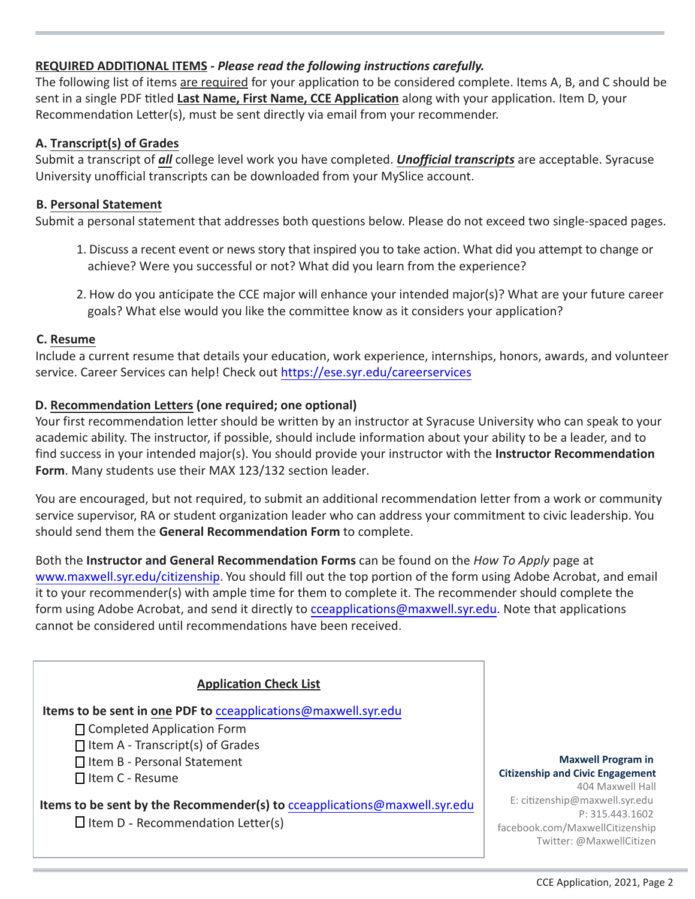**REQUIRED ADDITIONAL ITEMS** - ***Please read the following instructions carefully.***

The following list of items are required for your application to be considered complete. Items A, B, and C should be sent in a single PDF titled **Last Name, First Name, CCE Application** along with your application. Item D, your Recommendation Letter(s), must be sent directly via email from your recommender.

### A. Transcript(s) of Grades

Submit a transcript of ***all*** college level work you have completed. ***Unofficial transcripts*** are acceptable. Syracuse University unofficial transcripts can be downloaded from your MySlice account.

### B. Personal Statement

Submit a personal statement that addresses both questions below. Please do not exceed two single-spaced pages.

1. Discuss a recent event or news story that inspired you to take action. What did you attempt to change or achieve? Were you successful or not? What did you learn from the experience?

2. How do you anticipate the CCE major will enhance your intended major(s)? What are your future career goals? What else would you like the committee know as it considers your application?

### C. Resume

Include a current resume that details your education, work experience, internships, honors, awards, and volunteer service. Career Services can help! Check out https://ese.syr.edu/careerservices

### D. Recommendation Letters (one required; one optional)

Your first recommendation letter should be written by an instructor at Syracuse University who can speak to your academic ability. The instructor, if possible, should include information about your ability to be a leader, and to find success in your intended major(s). You should provide your instructor with the **Instructor Recommendation Form**. Many students use their MAX 123/132 section leader.

You are encouraged, but not required, to submit an additional recommendation letter from a work or community service supervisor, RA or student organization leader who can address your commitment to civic leadership. You should send them the **General Recommendation Form** to complete.

Both the **Instructor and General Recommendation Forms** can be found on the *How To Apply* page at www.maxwell.syr.edu/citizenship. You should fill out the top portion of the form using Adobe Acrobat, and email it to your recommender(s) with ample time for them to complete it. The recommender should complete the form using Adobe Acrobat, and send it directly to cceapplications@maxwell.syr.edu. Note that applications cannot be considered until recommendations have been received.

**Application Check List**

**Items to be sent in one PDF to** cceapplications@maxwell.syr.edu

- ☐ Completed Application Form
- ☐ Item A - Transcript(s) of Grades
- ☐ Item B - Personal Statement
- ☐ Item C - Resume

**Items to be sent by the Recommender(s) to** cceapplications@maxwell.syr.edu

- ☐ Item D - Recommendation Letter(s)

**Maxwell Program in Citizenship and Civic Engagement**
404 Maxwell Hall
E: citizenship@maxwell.syr.edu
P: 315.443.1602
facebook.com/MaxwellCitizenship
Twitter: @MaxwellCitizen